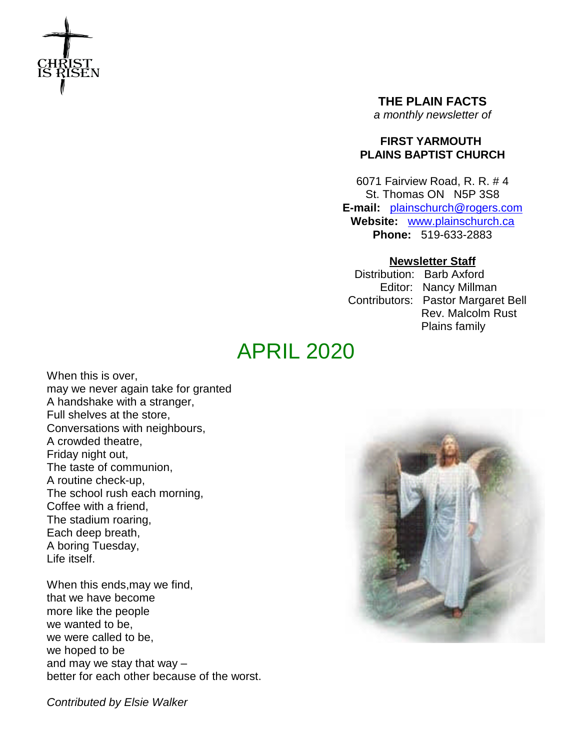CHRIST IS RISEN

**THE PLAIN FACTS**

*a monthly newsletter of*

**FIRST YARMOUTH PLAINS BAPTIST CHURCH**

6071 Fairview Road, R. R. # 4
St. Thomas ON N5P 3S8
**E-mail:** plainschurch@rogers.com
**Website:** www.plainschurch.ca
**Phone:** 519-633-2883

**Newsletter Staff**

Distribution: Barb Axford
Editor: Nancy Millman
Contributors: Pastor Margaret Bell
Rev. Malcolm Rust
Plains family

# APRIL 2020

When this is over,
may we never again take for granted
A handshake with a stranger,
Full shelves at the store,
Conversations with neighbours,
A crowded theatre,
Friday night out,
The taste of communion,
A routine check-up,
The school rush each morning,
Coffee with a friend,
The stadium roaring,
Each deep breath,
A boring Tuesday,
Life itself.

When this ends,may we find,
that we have become
more like the people
we wanted to be,
we were called to be,
we hoped to be
and may we stay that way –
better for each other because of the worst.

*Contributed by Elsie Walker*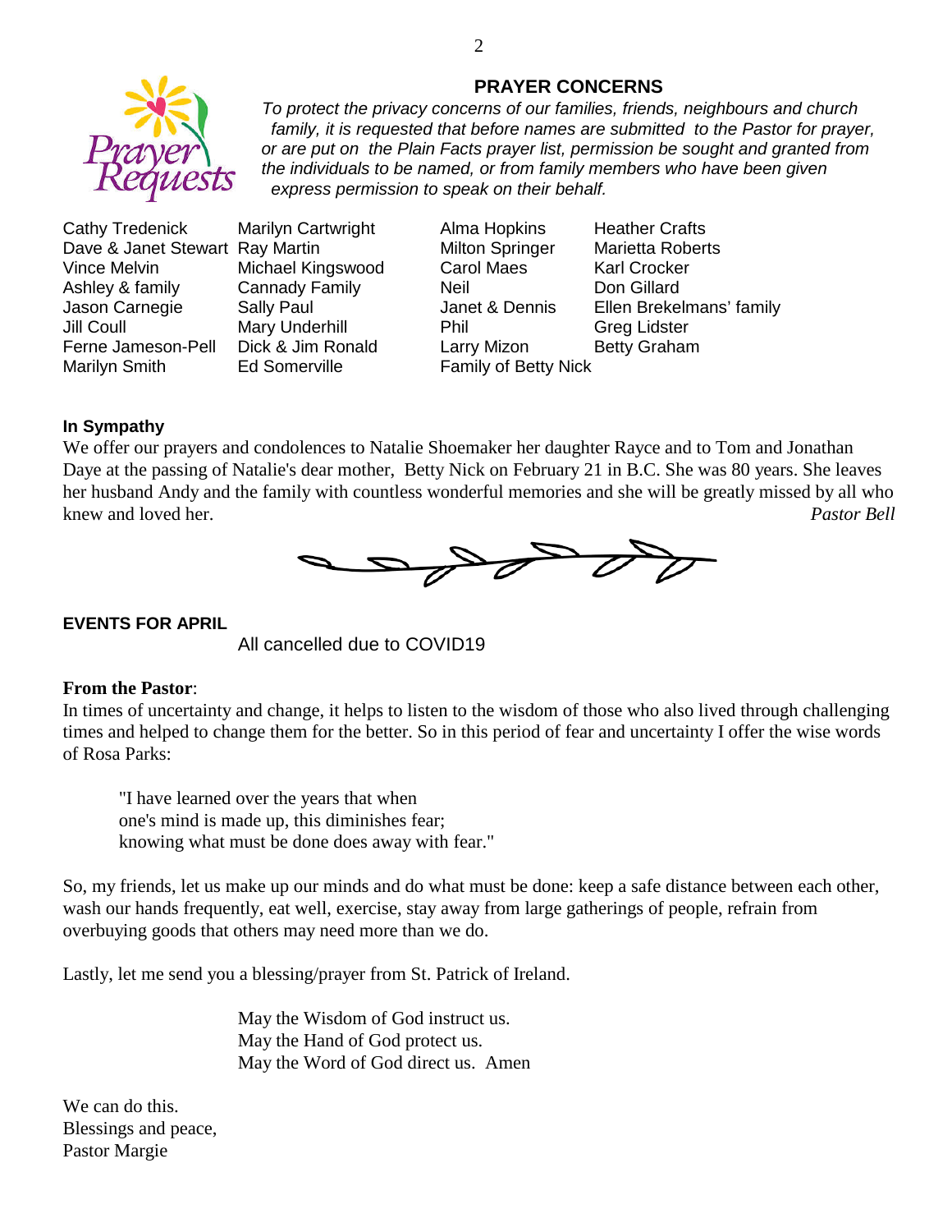## PRAYER CONCERNS

*To protect the privacy concerns of our families, friends, neighbours and church family, it is requested that before names are submitted to the Pastor for prayer, or are put on the Plain Facts prayer list, permission be sought and granted from the individuals to be named, or from family members who have been given express permission to speak on their behalf.*

| | | | |
|---|---|---|---|
| Cathy Tredenick | Marilyn Cartwright | Alma Hopkins | Heather Crafts |
| Dave & Janet Stewart | Ray Martin | Milton Springer | Marietta Roberts |
| Vince Melvin | Michael Kingswood | Carol Maes | Karl Crocker |
| Ashley & family | Cannady Family | Neil | Don Gillard |
| Jason Carnegie | Sally Paul | Janet & Dennis | Ellen Brekelmans' family |
| Jill Coull | Mary Underhill | Phil | Greg Lidster |
| Ferne Jameson-Pell | Dick & Jim Ronald | Larry Mizon | Betty Graham |
| Marilyn Smith | Ed Somerville | Family of Betty Nick | |

**In Sympathy**

We offer our prayers and condolences to Natalie Shoemaker her daughter Rayce and to Tom and Jonathan Daye at the passing of Natalie's dear mother, Betty Nick on February 21 in B.C. She was 80 years. She leaves her husband Andy and the family with countless wonderful memories and she will be greatly missed by all who knew and loved her. *Pastor Bell*

**EVENTS FOR APRIL**

All cancelled due to COVID19

**From the Pastor**:

In times of uncertainty and change, it helps to listen to the wisdom of those who also lived through challenging times and helped to change them for the better. So in this period of fear and uncertainty I offer the wise words of Rosa Parks:

> "I have learned over the years that when
> one's mind is made up, this diminishes fear;
> knowing what must be done does away with fear."

So, my friends, let us make up our minds and do what must be done: keep a safe distance between each other, wash our hands frequently, eat well, exercise, stay away from large gatherings of people, refrain from overbuying goods that others may need more than we do.

Lastly, let me send you a blessing/prayer from St. Patrick of Ireland.

> May the Wisdom of God instruct us.
> May the Hand of God protect us.
> May the Word of God direct us. Amen

We can do this.
Blessings and peace,
Pastor Margie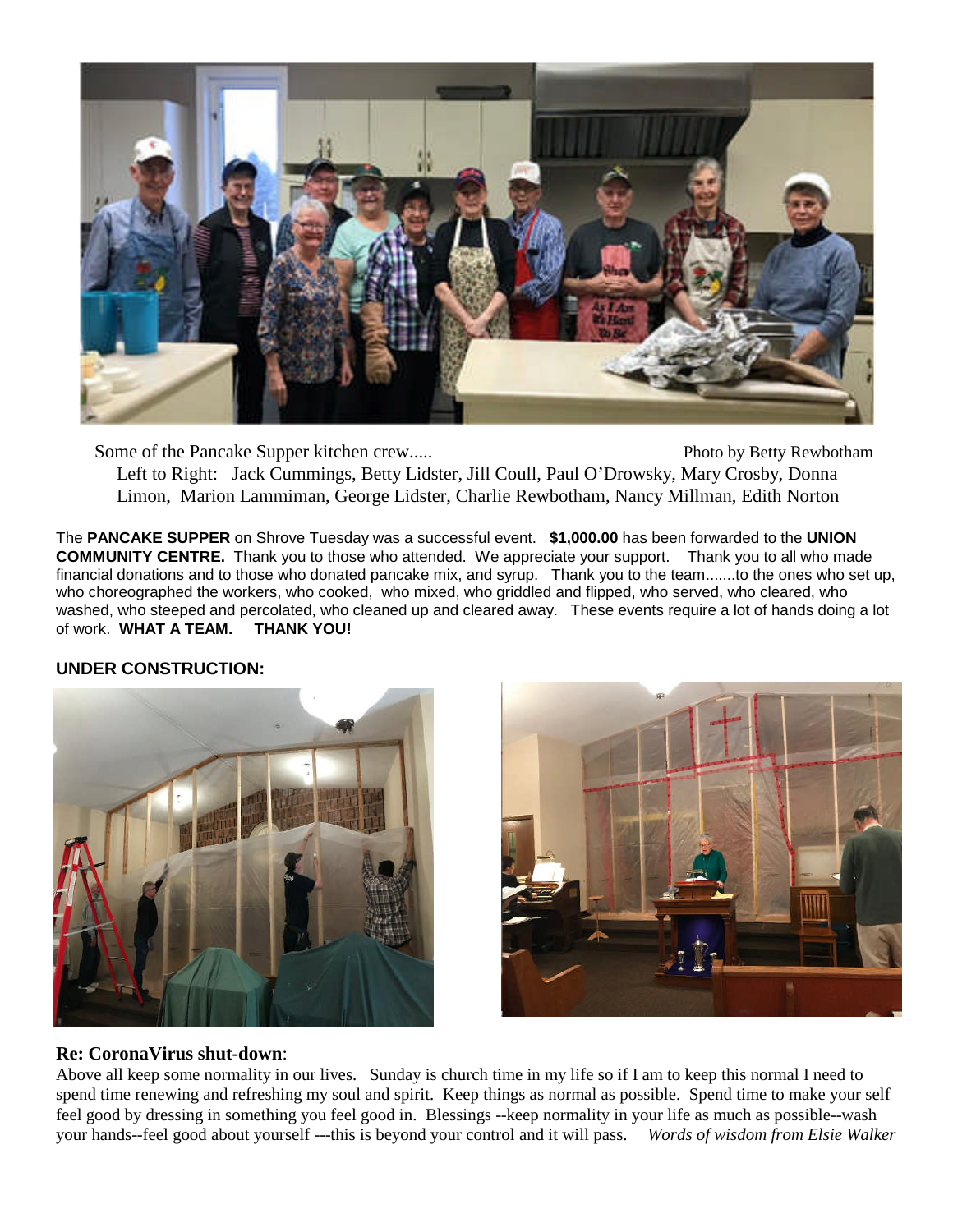Some of the Pancake Supper kitchen crew..... Photo by Betty Rewbotham

Left to Right: Jack Cummings, Betty Lidster, Jill Coull, Paul O'Drowsky, Mary Crosby, Donna Limon, Marion Lammiman, George Lidster, Charlie Rewbotham, Nancy Millman, Edith Norton

The **PANCAKE SUPPER** on Shrove Tuesday was a successful event. **$1,000.00** has been forwarded to the **UNION COMMUNITY CENTRE.** Thank you to those who attended. We appreciate your support. Thank you to all who made financial donations and to those who donated pancake mix, and syrup. Thank you to the team.......to the ones who set up, who choreographed the workers, who cooked, who mixed, who griddled and flipped, who served, who cleared, who washed, who steeped and percolated, who cleaned up and cleared away. These events require a lot of hands doing a lot of work. **WHAT A TEAM. THANK YOU!**

**UNDER CONSTRUCTION:**

**Re: CoronaVirus shut-down**:

Above all keep some normality in our lives. Sunday is church time in my life so if I am to keep this normal I need to spend time renewing and refreshing my soul and spirit. Keep things as normal as possible. Spend time to make your self feel good by dressing in something you feel good in. Blessings --keep normality in your life as much as possible--wash your hands--feel good about yourself ---this is beyond your control and it will pass. *Words of wisdom from Elsie Walker*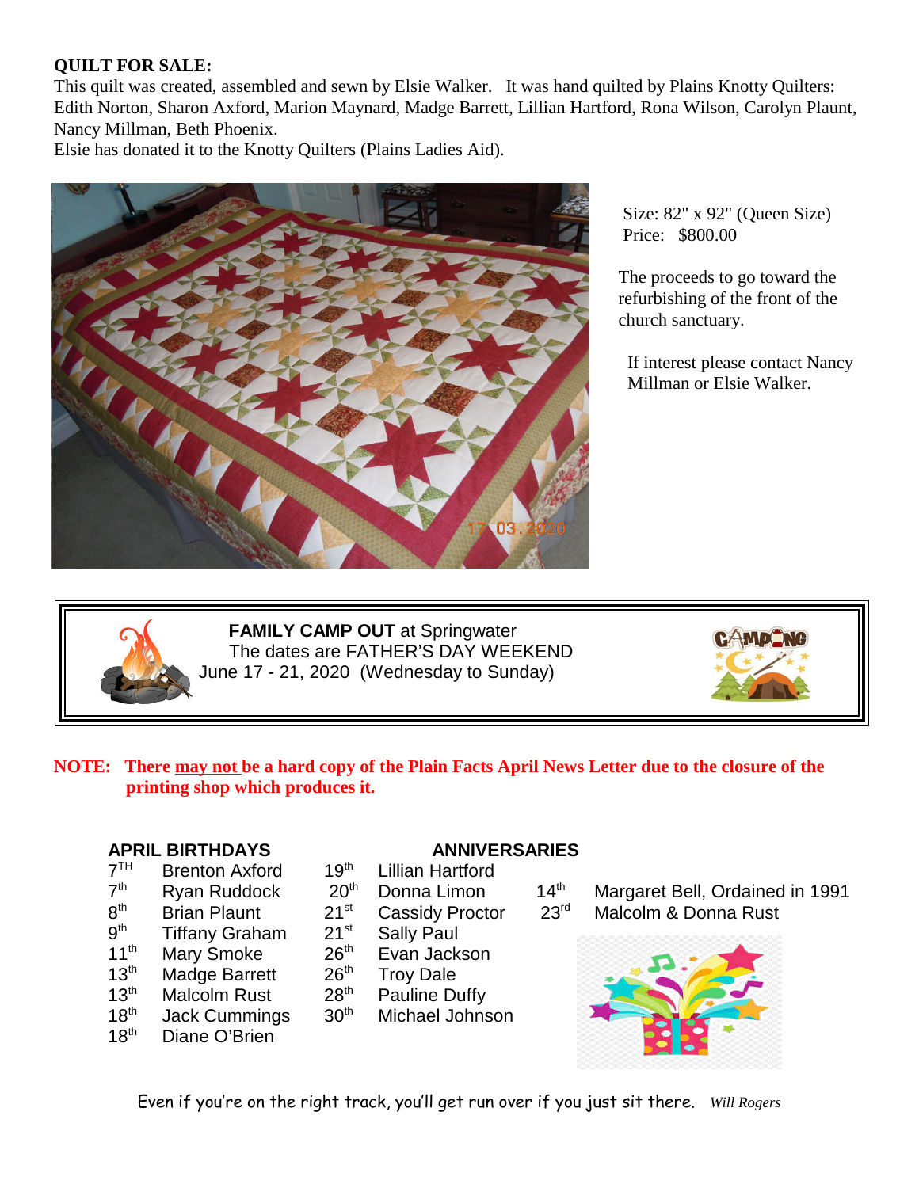**QUILT FOR SALE:**

This quilt was created, assembled and sewn by Elsie Walker. It was hand quilted by Plains Knotty Quilters: Edith Norton, Sharon Axford, Marion Maynard, Madge Barrett, Lillian Hartford, Rona Wilson, Carolyn Plaunt, Nancy Millman, Beth Phoenix.

Elsie has donated it to the Knotty Quilters (Plains Ladies Aid).

Size: 82" x 92" (Queen Size)
Price: $800.00

The proceeds to go toward the refurbishing of the front of the church sanctuary.

If interest please contact Nancy Millman or Elsie Walker.

**FAMILY CAMP OUT** at Springwater
The dates are FATHER'S DAY WEEKEND
June 17 - 21, 2020 (Wednesday to Sunday)

**NOTE: There <u>may not</u> be a hard copy of the Plain Facts April News Letter due to the closure of the printing shop which produces it.**

**APRIL BIRTHDAYS**

| | | | |
|---|---|---|---|
| 7th | Brenton Axford | 19th | Lillian Hartford |
| 7th | Ryan Ruddock | 20th | Donna Limon |
| 8th | Brian Plaunt | 21st | Cassidy Proctor |
| 9th | Tiffany Graham | 21st | Sally Paul |
| 11th | Mary Smoke | 26th | Evan Jackson |
| 13th | Madge Barrett | 26th | Troy Dale |
| 13th | Malcolm Rust | 28th | Pauline Duffy |
| 18th | Jack Cummings | 30th | Michael Johnson |
| 18th | Diane O'Brien | | |

**ANNIVERSARIES**

| | |
|---|---|
| 14th | Margaret Bell, Ordained in 1991 |
| 23rd | Malcolm & Donna Rust |

Even if you're on the right track, you'll get run over if you just sit there. *Will Rogers*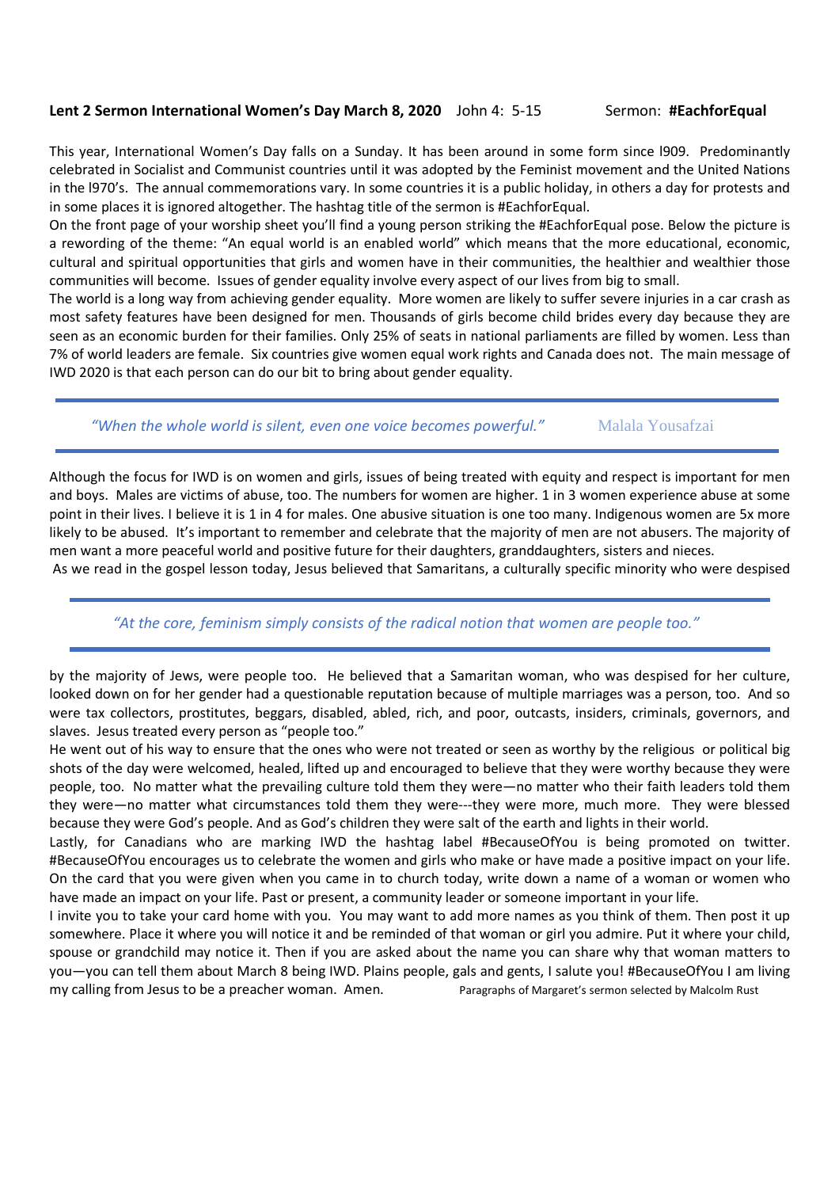**Lent 2 Sermon International Women's Day March 8, 2020** John 4: 5-15 Sermon: **#EachforEqual**

This year, International Women's Day falls on a Sunday. It has been around in some form since l909. Predominantly celebrated in Socialist and Communist countries until it was adopted by the Feminist movement and the United Nations in the l970's. The annual commemorations vary. In some countries it is a public holiday, in others a day for protests and in some places it is ignored altogether. The hashtag title of the sermon is #EachforEqual.

On the front page of your worship sheet you'll find a young person striking the #EachforEqual pose. Below the picture is a rewording of the theme: "An equal world is an enabled world" which means that the more educational, economic, cultural and spiritual opportunities that girls and women have in their communities, the healthier and wealthier those communities will become. Issues of gender equality involve every aspect of our lives from big to small.

The world is a long way from achieving gender equality. More women are likely to suffer severe injuries in a car crash as most safety features have been designed for men. Thousands of girls become child brides every day because they are seen as an economic burden for their families. Only 25% of seats in national parliaments are filled by women. Less than 7% of world leaders are female. Six countries give women equal work rights and Canada does not. The main message of IWD 2020 is that each person can do our bit to bring about gender equality.

---

*"When the whole world is silent, even one voice becomes powerful."* Malala Yousafzai

---

Although the focus for IWD is on women and girls, issues of being treated with equity and respect is important for men and boys. Males are victims of abuse, too. The numbers for women are higher. 1 in 3 women experience abuse at some point in their lives. I believe it is 1 in 4 for males. One abusive situation is one too many. Indigenous women are 5x more likely to be abused. It's important to remember and celebrate that the majority of men are not abusers. The majority of men want a more peaceful world and positive future for their daughters, granddaughters, sisters and nieces.

As we read in the gospel lesson today, Jesus believed that Samaritans, a culturally specific minority who were despised

---

*"At the core, feminism simply consists of the radical notion that women are people too."*

---

by the majority of Jews, were people too. He believed that a Samaritan woman, who was despised for her culture, looked down on for her gender had a questionable reputation because of multiple marriages was a person, too. And so were tax collectors, prostitutes, beggars, disabled, abled, rich, and poor, outcasts, insiders, criminals, governors, and slaves. Jesus treated every person as "people too."

He went out of his way to ensure that the ones who were not treated or seen as worthy by the religious or political big shots of the day were welcomed, healed, lifted up and encouraged to believe that they were worthy because they were people, too. No matter what the prevailing culture told them they were—no matter who their faith leaders told them they were—no matter what circumstances told them they were---they were more, much more. They were blessed because they were God's people. And as God's children they were salt of the earth and lights in their world.

Lastly, for Canadians who are marking IWD the hashtag label #BecauseOfYou is being promoted on twitter. #BecauseOfYou encourages us to celebrate the women and girls who make or have made a positive impact on your life. On the card that you were given when you came in to church today, write down a name of a woman or women who have made an impact on your life. Past or present, a community leader or someone important in your life.

I invite you to take your card home with you. You may want to add more names as you think of them. Then post it up somewhere. Place it where you will notice it and be reminded of that woman or girl you admire. Put it where your child, spouse or grandchild may notice it. Then if you are asked about the name you can share why that woman matters to you—you can tell them about March 8 being IWD. Plains people, gals and gents, I salute you! #BecauseOfYou I am living my calling from Jesus to be a preacher woman. Amen.

Paragraphs of Margaret's sermon selected by Malcolm Rust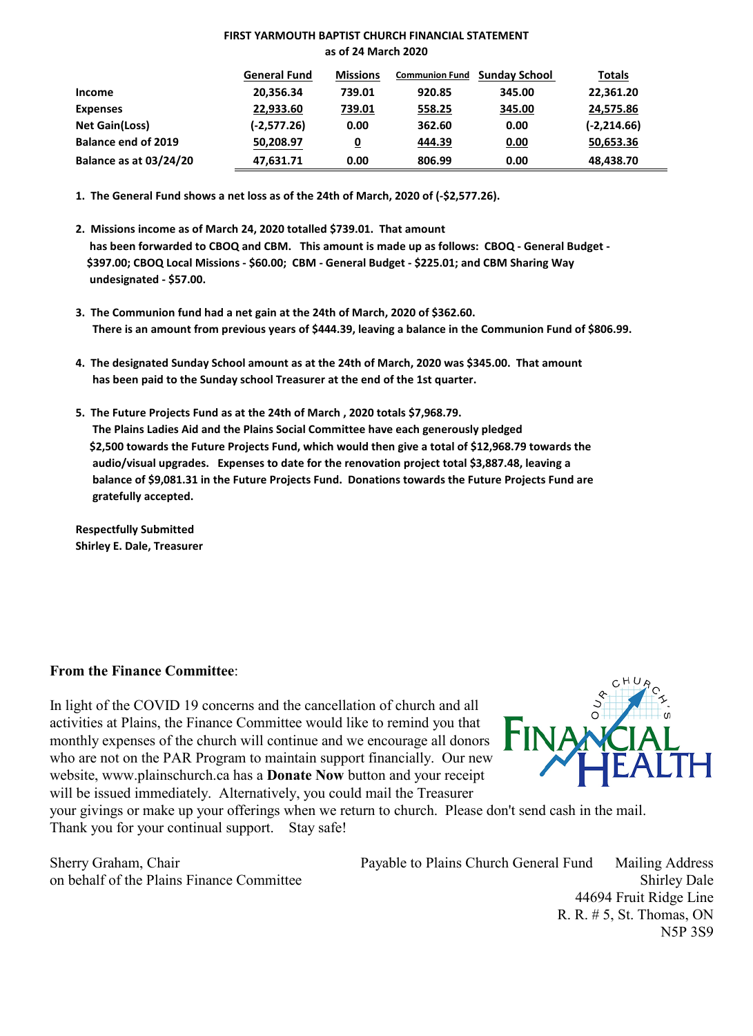**FIRST YARMOUTH BAPTIST CHURCH FINANCIAL STATEMENT**
**as of 24 March 2020**

| | General Fund | Missions | Communion Fund | Sunday School | Totals |
|---|---|---|---|---|---|
| **Income** | 20,356.34 | 739.01 | 920.85 | 345.00 | 22,361.20 |
| **Expenses** | 22,933.60 | 739.01 | 558.25 | 345.00 | 24,575.86 |
| **Net Gain(Loss)** | (-2,577.26) | 0.00 | 362.60 | 0.00 | (-2,214.66) |
| **Balance end of 2019** | 50,208.97 | 0 | 444.39 | 0.00 | 50,653.36 |
| **Balance as at 03/24/20** | 47,631.71 | 0.00 | 806.99 | 0.00 | 48,438.70 |

1. **The General Fund shows a net loss as of the 24th of March, 2020 of (-$2,577.26).**
2. **Missions income as of March 24, 2020 totalled $739.01. That amount has been forwarded to CBOQ and CBM. This amount is made up as follows: CBOQ - General Budget - $397.00; CBOQ Local Missions - $60.00; CBM - General Budget - $225.01; and CBM Sharing Way undesignated - $57.00.**
3. **The Communion fund had a net gain at the 24th of March, 2020 of $362.60. There is an amount from previous years of $444.39, leaving a balance in the Communion Fund of $806.99.**
4. **The designated Sunday School amount as at the 24th of March, 2020 was $345.00. That amount has been paid to the Sunday school Treasurer at the end of the 1st quarter.**
5. **The Future Projects Fund as at the 24th of March , 2020 totals $7,968.79. The Plains Ladies Aid and the Plains Social Committee have each generously pledged $2,500 towards the Future Projects Fund, which would then give a total of $12,968.79 towards the audio/visual upgrades. Expenses to date for the renovation project total $3,887.48, leaving a balance of $9,081.31 in the Future Projects Fund. Donations towards the Future Projects Fund are gratefully accepted.**

**Respectfully Submitted**
**Shirley E. Dale, Treasurer**

**From the Finance Committee**:

In light of the COVID 19 concerns and the cancellation of church and all activities at Plains, the Finance Committee would like to remind you that monthly expenses of the church will continue and we encourage all donors who are not on the PAR Program to maintain support financially. Our new website, www.plainschurch.ca has a **Donate Now** button and your receipt will be issued immediately. Alternatively, you could mail the Treasurer your givings or make up your offerings when we return to church. Please don't send cash in the mail. Thank you for your continual support. Stay safe!

Sherry Graham, Chair
on behalf of the Plains Finance Committee

Payable to Plains Church General Fund

Mailing Address
Shirley Dale
44694 Fruit Ridge Line
R. R. # 5, St. Thomas, ON
N5P 3S9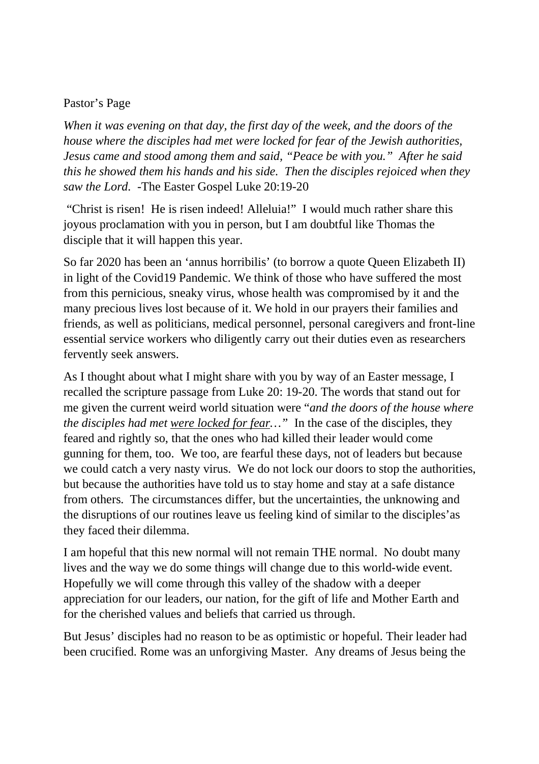Pastor's Page

*When it was evening on that day, the first day of the week, and the doors of the house where the disciples had met were locked for fear of the Jewish authorities, Jesus came and stood among them and said, "Peace be with you." After he said this he showed them his hands and his side. Then the disciples rejoiced when they saw the Lord.* -The Easter Gospel Luke 20:19-20

"Christ is risen! He is risen indeed! Alleluia!" I would much rather share this joyous proclamation with you in person, but I am doubtful like Thomas the disciple that it will happen this year.

So far 2020 has been an 'annus horribilis' (to borrow a quote Queen Elizabeth II) in light of the Covid19 Pandemic. We think of those who have suffered the most from this pernicious, sneaky virus, whose health was compromised by it and the many precious lives lost because of it. We hold in our prayers their families and friends, as well as politicians, medical personnel, personal caregivers and front-line essential service workers who diligently carry out their duties even as researchers fervently seek answers.

As I thought about what I might share with you by way of an Easter message, I recalled the scripture passage from Luke 20: 19-20. The words that stand out for me given the current weird world situation were "*and the doors of the house where the disciples had met* <u>*were locked for fear*</u>*…"* In the case of the disciples, they feared and rightly so, that the ones who had killed their leader would come gunning for them, too. We too, are fearful these days, not of leaders but because we could catch a very nasty virus. We do not lock our doors to stop the authorities, but because the authorities have told us to stay home and stay at a safe distance from others. The circumstances differ, but the uncertainties, the unknowing and the disruptions of our routines leave us feeling kind of similar to the disciples'as they faced their dilemma.

I am hopeful that this new normal will not remain THE normal. No doubt many lives and the way we do some things will change due to this world-wide event. Hopefully we will come through this valley of the shadow with a deeper appreciation for our leaders, our nation, for the gift of life and Mother Earth and for the cherished values and beliefs that carried us through.

But Jesus' disciples had no reason to be as optimistic or hopeful. Their leader had been crucified. Rome was an unforgiving Master. Any dreams of Jesus being the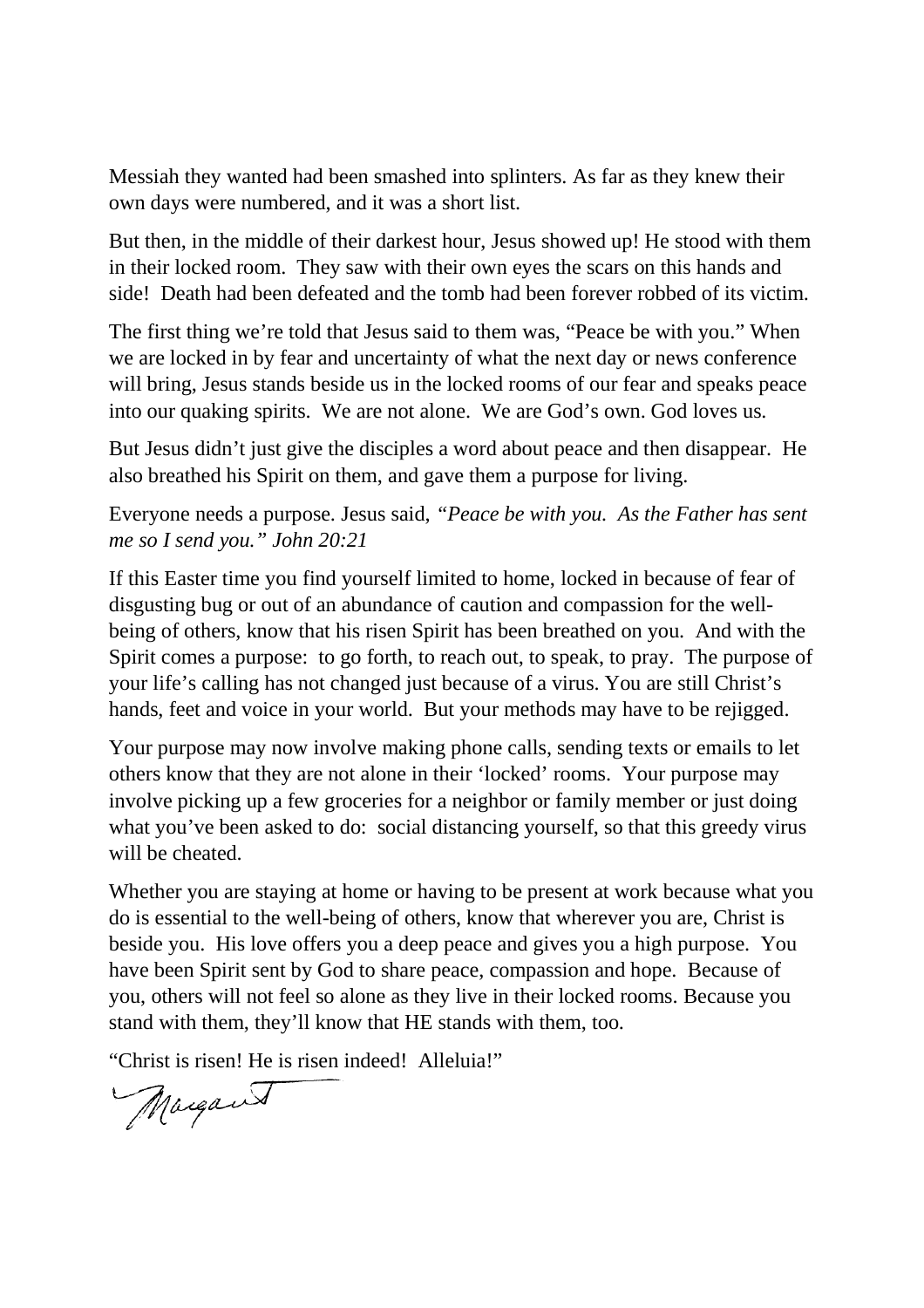Messiah they wanted had been smashed into splinters. As far as they knew their own days were numbered, and it was a short list.

But then, in the middle of their darkest hour, Jesus showed up! He stood with them in their locked room. They saw with their own eyes the scars on this hands and side! Death had been defeated and the tomb had been forever robbed of its victim.

The first thing we're told that Jesus said to them was, "Peace be with you." When we are locked in by fear and uncertainty of what the next day or news conference will bring, Jesus stands beside us in the locked rooms of our fear and speaks peace into our quaking spirits. We are not alone. We are God's own. God loves us.

But Jesus didn't just give the disciples a word about peace and then disappear. He also breathed his Spirit on them, and gave them a purpose for living.

Everyone needs a purpose. Jesus said, *"Peace be with you. As the Father has sent me so I send you." John 20:21*

If this Easter time you find yourself limited to home, locked in because of fear of disgusting bug or out of an abundance of caution and compassion for the well-being of others, know that his risen Spirit has been breathed on you. And with the Spirit comes a purpose: to go forth, to reach out, to speak, to pray. The purpose of your life's calling has not changed just because of a virus. You are still Christ's hands, feet and voice in your world. But your methods may have to be rejigged.

Your purpose may now involve making phone calls, sending texts or emails to let others know that they are not alone in their 'locked' rooms. Your purpose may involve picking up a few groceries for a neighbor or family member or just doing what you've been asked to do: social distancing yourself, so that this greedy virus will be cheated.

Whether you are staying at home or having to be present at work because what you do is essential to the well-being of others, know that wherever you are, Christ is beside you. His love offers you a deep peace and gives you a high purpose. You have been Spirit sent by God to share peace, compassion and hope. Because of you, others will not feel so alone as they live in their locked rooms. Because you stand with them, they'll know that HE stands with them, too.

"Christ is risen! He is risen indeed! Alleluia!"

Margaret